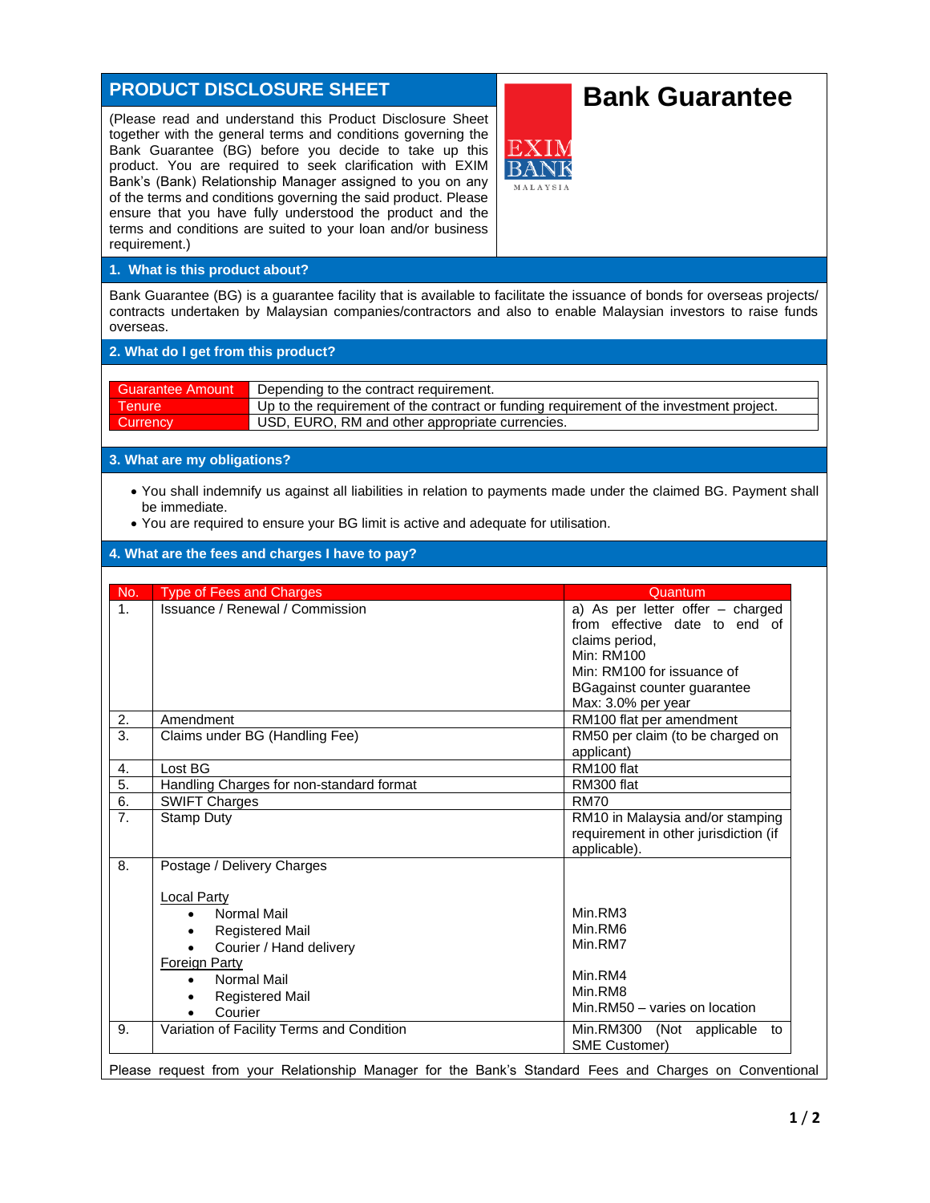# PRODUCT DISCLOSURE SHEET

# Bank Guarantee

(Please read and understand this Product Disclosure Sheet together with the general terms and conditions governing the Bank Guarantee (BG) before you decide to take up this product. You are required to seek clarification with EXIM Bank's (Bank) Relationship Manager assigned to you on any of the terms and conditions governing the said product. Please ensure that you have fully understood the product and the terms and conditions are suited to your loan and/or business requirement.)

## 1. What is this product about?

Bank Guarantee (BG) is a guarantee facility that is available to facilitate the issuance of bonds for overseas projects/ contracts undertaken by Malaysian companies/contractors and also to enable Malaysian investors to raise funds overseas.

## 2. What do I get from this product?

| | |
|---|---|
| Guarantee Amount | Depending to the contract requirement. |
| Tenure | Up to the requirement of the contract or funding requirement of the investment project. |
| Currency | USD, EURO, RM and other appropriate currencies. |

## 3. What are my obligations?

- You shall indemnify us against all liabilities in relation to payments made under the claimed BG. Payment shall be immediate.
- You are required to ensure your BG limit is active and adequate for utilisation.

## 4. What are the fees and charges I have to pay?

| No. | Type of Fees and Charges | Quantum |
|---|---|---|
| 1. | Issuance / Renewal / Commission | a) As per letter offer – charged from effective date to end of claims period,<br>Min: RM100<br>Min: RM100 for issuance of BGagainst counter guarantee<br>Max: 3.0% per year |
| 2. | Amendment | RM100 flat per amendment |
| 3. | Claims under BG (Handling Fee) | RM50 per claim (to be charged on applicant) |
| 4. | Lost BG | RM100 flat |
| 5. | Handling Charges for non-standard format | RM300 flat |
| 6. | SWIFT Charges | RM70 |
| 7. | Stamp Duty | RM10 in Malaysia and/or stamping requirement in other jurisdiction (if applicable). |
| 8. | Postage / Delivery Charges<br><br>Local Party<br>• Normal Mail<br>• Registered Mail<br>• Courier / Hand delivery<br>Foreign Party<br>• Normal Mail<br>• Registered Mail<br>• Courier | <br><br><br>Min.RM3<br>Min.RM6<br>Min.RM7<br><br>Min.RM4<br>Min.RM8<br>Min.RM50 – varies on location |
| 9. | Variation of Facility Terms and Condition | Min.RM300 (Not applicable to SME Customer) |

Please request from your Relationship Manager for the Bank's Standard Fees and Charges on Conventional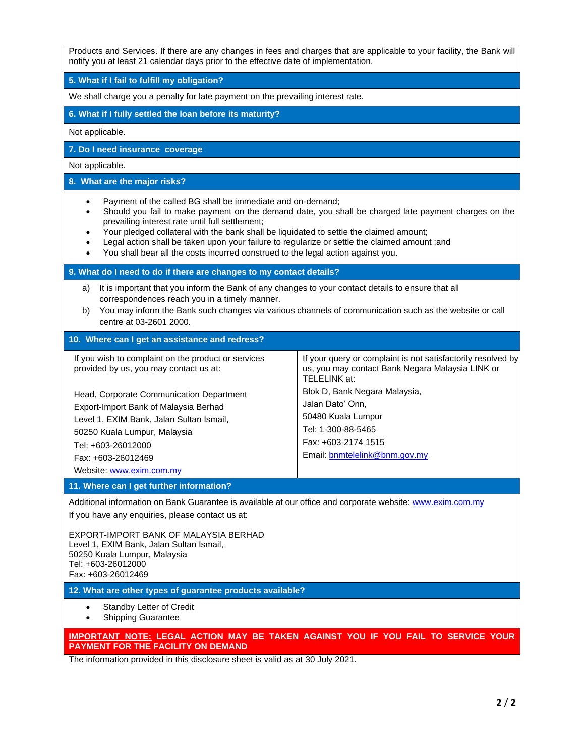Products and Services. If there are any changes in fees and charges that are applicable to your facility, the Bank will notify you at least 21 calendar days prior to the effective date of implementation.

## 5. What if I fail to fulfill my obligation?

We shall charge you a penalty for late payment on the prevailing interest rate.

## 6. What if I fully settled the loan before its maturity?

Not applicable.

## 7. Do I need insurance coverage

Not applicable.

## 8. What are the major risks?

- Payment of the called BG shall be immediate and on-demand;
- Should you fail to make payment on the demand date, you shall be charged late payment charges on the prevailing interest rate until full settlement;
- Your pledged collateral with the bank shall be liquidated to settle the claimed amount;
- Legal action shall be taken upon your failure to regularize or settle the claimed amount ;and
- You shall bear all the costs incurred construed to the legal action against you.

## 9. What do I need to do if there are changes to my contact details?

a) It is important that you inform the Bank of any changes to your contact details to ensure that all correspondences reach you in a timely manner.

b) You may inform the Bank such changes via various channels of communication such as the website or call centre at 03-2601 2000.

## 10. Where can I get an assistance and redress?

| | |
|---|---|
| If you wish to complaint on the product or services provided by us, you may contact us at:<br><br>Head, Corporate Communication Department<br>Export-Import Bank of Malaysia Berhad<br>Level 1, EXIM Bank, Jalan Sultan Ismail,<br>50250 Kuala Lumpur, Malaysia<br>Tel: +603-26012000<br>Fax: +603-26012469<br>Website: www.exim.com.my | If your query or complaint is not satisfactorily resolved by us, you may contact Bank Negara Malaysia LINK or TELELINK at:<br>Blok D, Bank Negara Malaysia,<br>Jalan Dato' Onn,<br>50480 Kuala Lumpur<br>Tel: 1-300-88-5465<br>Fax: +603-2174 1515<br>Email: bnmtelelink@bnm.gov.my |

## 11. Where can I get further information?

Additional information on Bank Guarantee is available at our office and corporate website: www.exim.com.my

If you have any enquiries, please contact us at:

EXPORT-IMPORT BANK OF MALAYSIA BERHAD
Level 1, EXIM Bank, Jalan Sultan Ismail,
50250 Kuala Lumpur, Malaysia
Tel: +603-26012000
Fax: +603-26012469

## 12. What are other types of guarantee products available?

- Standby Letter of Credit
- Shipping Guarantee

**IMPORTANT NOTE: LEGAL ACTION MAY BE TAKEN AGAINST YOU IF YOU FAIL TO SERVICE YOUR PAYMENT FOR THE FACILITY ON DEMAND**

The information provided in this disclosure sheet is valid as at 30 July 2021.